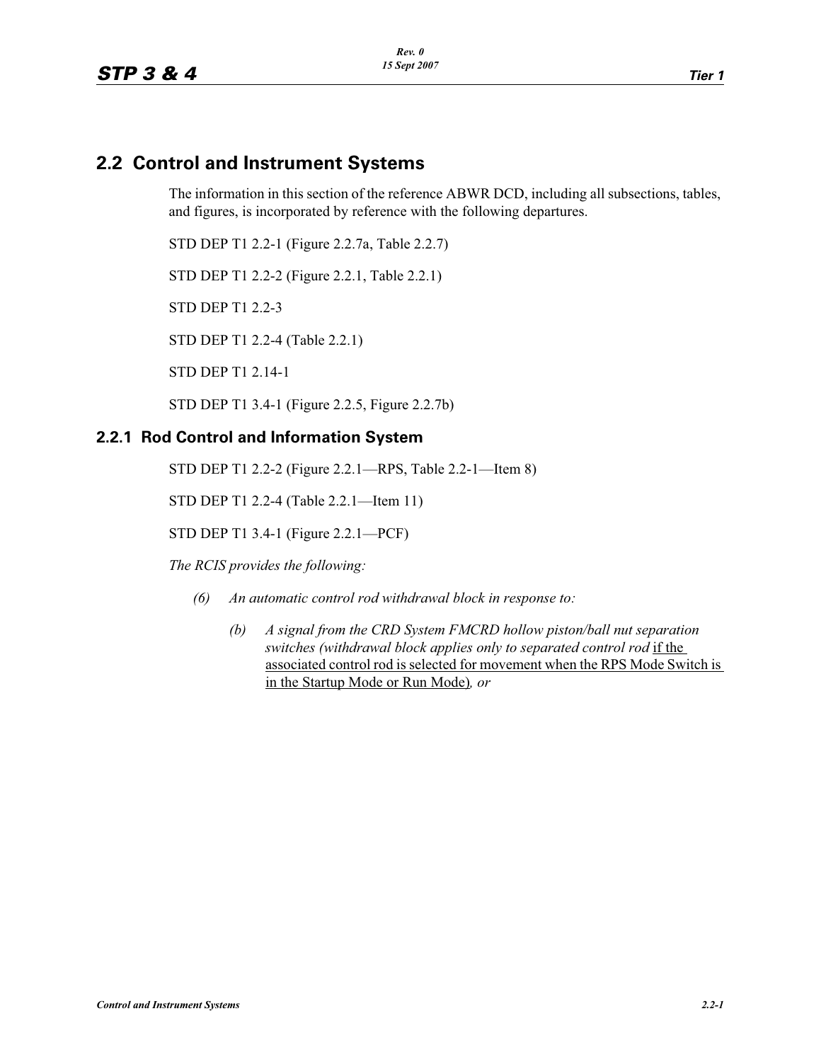## 2.2 Control and Instrument Systems

The information in this section of the reference ABWR DCD, including all subsections, tables, and figures, is incorporated by reference with the following departures.

STD DEP T1 2.2-1 (Figure 2.2.7a, Table 2.2.7)

STD DEP T1 2.2-2 (Figure 2.2.1, Table 2.2.1)

STD DEP T1 2.2-3

STD DEP T1 2.2-4 (Table 2.2.1)

STD DEP T1 2.14-1

STD DEP T1 3.4-1 (Figure 2.2.5, Figure 2.2.7b)

### 2.2.1 Rod Control and Information System

STD DEP T1 2.2-2 (Figure 2.2.1—RPS, Table 2.2-1—Item 8)

STD DEP T1 2.2-4 (Table 2.2.1—Item 11)

STD DEP T1 3.4-1 (Figure 2.2.1—PCF)

*The RCIS provides the following:*

> *(6) An automatic control rod withdrawal block in response to:*
>
> > *(b) A signal from the CRD System FMCRD hollow piston/ball nut separation switches (withdrawal block applies only to separated control rod* <u>if the associated control rod is selected for movement when the RPS Mode Switch is in the Startup Mode or Run Mode)</u>*, or*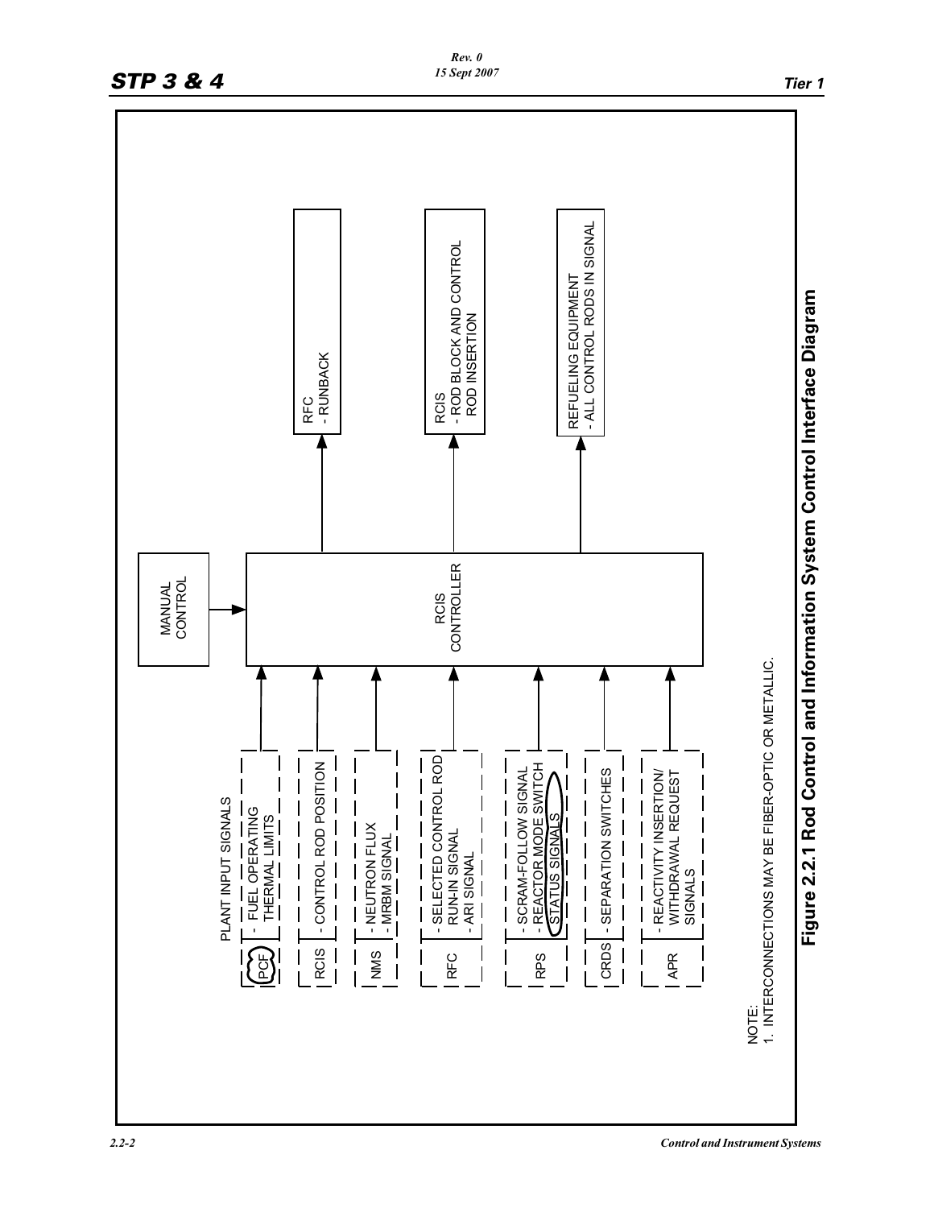PLANT INPUT SIGNALS

- PCF - FUEL OPERATING THERMAL LIMITS
- RCIS - CONTROL ROD POSITION
- NMS - NEUTRON FLUX - MRBM SIGNAL
- RFC - SELECTED CONTROL ROD RUN-IN SIGNAL - ARI SIGNAL
- RPS - SCRAM-FOLLOW SIGNAL - REACTOR MODE SWITCH STATUS SIGNALS
- CRDS - SEPARATION SWITCHES
- APR - REACTIVITY INSERTION/ WITHDRAWAL REQUEST SIGNALS

MANUAL CONTROL

RCIS CONTROLLER

- RFC - RUNBACK
- RCIS - ROD BLOCK AND CONTROL ROD INSERTION
- REFUELING EQUIPMENT - ALL CONTROL RODS IN SIGNAL

NOTE:
1. INTERCONNECTIONS MAY BE FIBER-OPTIC OR METALLIC.

**Figure 2.2.1 Rod Control and Information System Control Interface Diagram**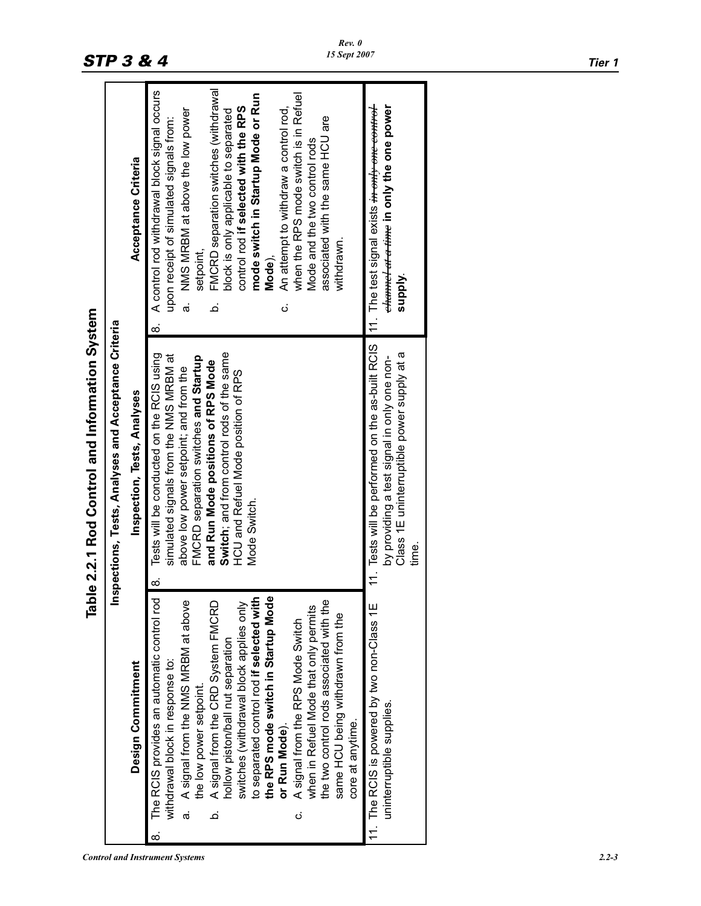## Table 2.2.1 Rod Control and Information System

| Inspections, Tests, Analyses and Acceptance Criteria | | |
|---|---|---|
| **Design Commitment** | **Inspection, Tests, Analyses** | **Acceptance Criteria** |
| 8. The RCIS provides an automatic control rod withdrawal block in response to:<br>a. A signal from the NMS MRBM at above the low power setpoint.<br>b. A signal from the CRD System FMCRD hollow piston/ball nut separation switches (withdrawal block applies only to separated control rod **if selected with the RPS mode switch in Startup Mode or Run Mode**).<br>c. A signal from the RPS Mode Switch when in Refuel Mode that only permits the two control rods associated with the same HCU being withdrawn from the core at anytime. | 8. Tests will be conducted on the RCIS using simulated signals from the NMS MRBM at above low power setpoint; and from the FMCRD separation switches **and Startup and Run Mode positions of RPS Mode Switch**; and from control rods of the same HCU and Refuel Mode position of RPS Mode Switch. | 8. A control rod withdrawal block signal occurs upon receipt of simulated signals from:<br>a. NMS MRBM at above the low power setpoint,<br>b. FMCRD separation switches (withdrawal block is only applicable to separated control rod **if selected with the RPS mode switch in Startup Mode or Run Mode**),<br>c. An attempt to withdraw a control rod, when the RPS mode switch is in Refuel Mode and the two control rods associated with the same HCU are withdrawn. |
| 11. The RCIS is powered by two non-Class 1E uninterruptible supplies. | 11. Tests will be performed on the as-built RCIS by providing a test signal in only one non-Class 1E uninterruptible power supply at a time. | 11. The test signal exists ~~in only one control channel at a time~~ **in only the one power supply**. |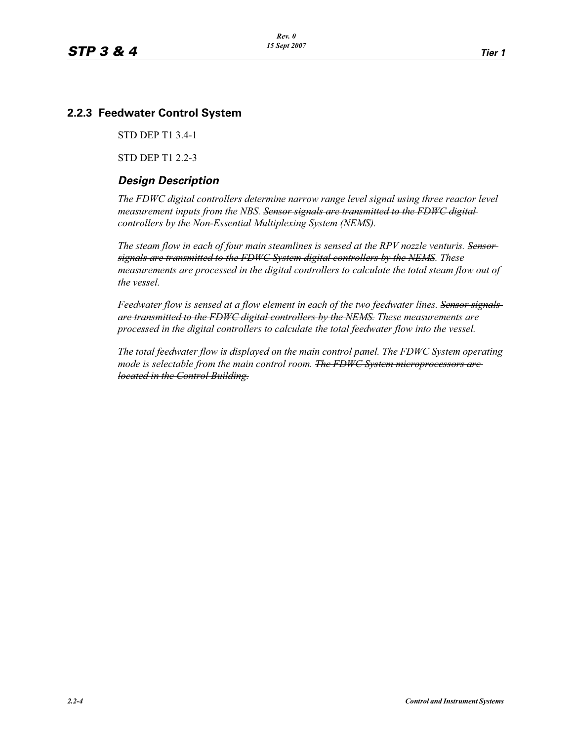## 2.2.3 Feedwater Control System

STD DEP T1 3.4-1

STD DEP T1 2.2-3

### *Design Description*

*The FDWC digital controllers determine narrow range level signal using three reactor level measurement inputs from the NBS.* ~~*Sensor signals are transmitted to the FDWC digital controllers by the Non-Essential Multiplexing System (NEMS).*~~

*The steam flow in each of four main steamlines is sensed at the RPV nozzle venturis.* ~~*Sensor signals are transmitted to the FDWC System digital controllers by the NEMS*~~*. These measurements are processed in the digital controllers to calculate the total steam flow out of the vessel.*

*Feedwater flow is sensed at a flow element in each of the two feedwater lines.* ~~*Sensor signals are transmitted to the FDWC digital controllers by the NEMS.*~~ *These measurements are processed in the digital controllers to calculate the total feedwater flow into the vessel.*

*The total feedwater flow is displayed on the main control panel. The FDWC System operating mode is selectable from the main control room.* ~~*The FDWC System microprocessors are located in the Control Building.*~~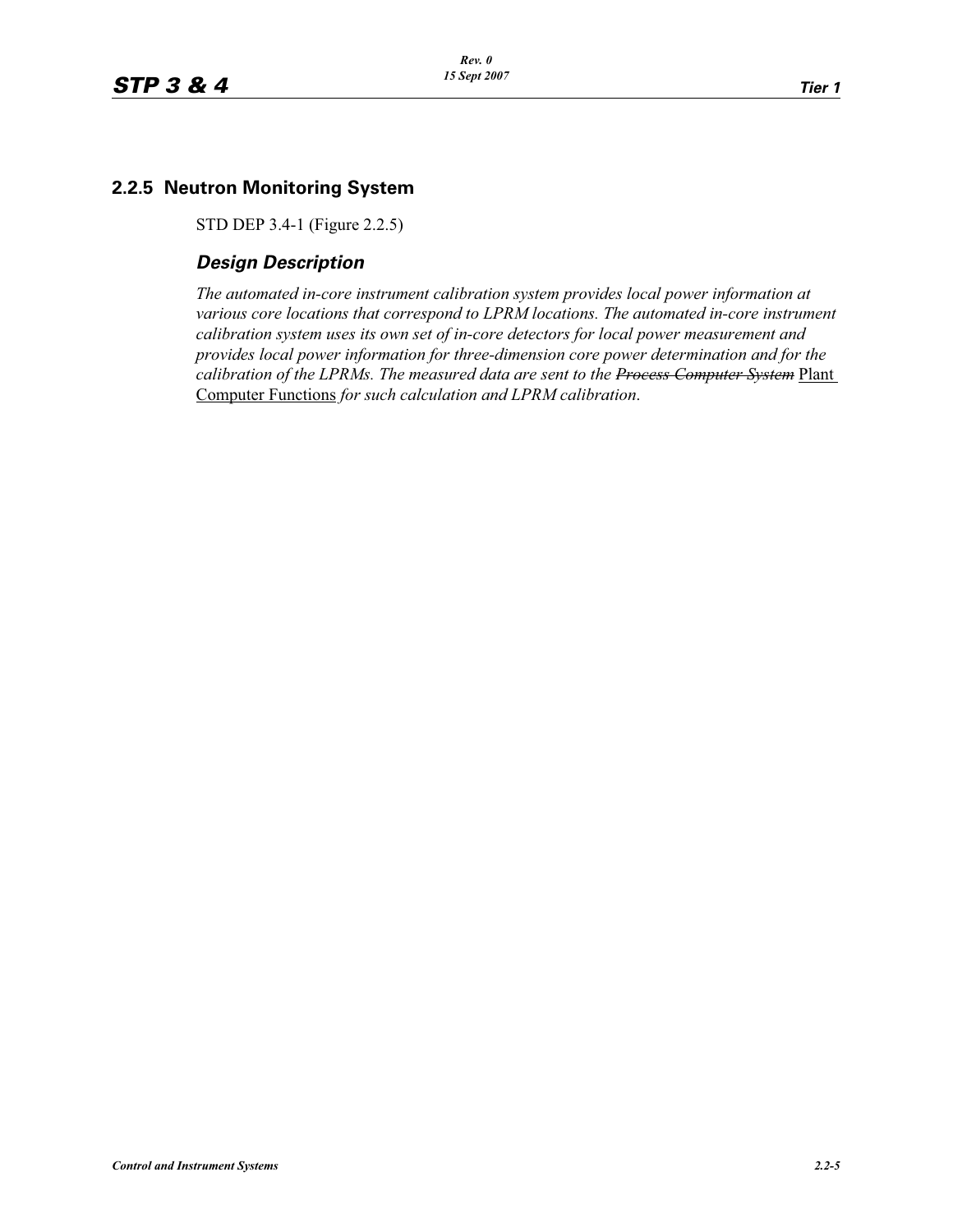## 2.2.5 Neutron Monitoring System

STD DEP 3.4-1 (Figure 2.2.5)

### *Design Description*

*The automated in-core instrument calibration system provides local power information at various core locations that correspond to LPRM locations. The automated in-core instrument calibration system uses its own set of in-core detectors for local power measurement and provides local power information for three-dimension core power determination and for the calibration of the LPRMs. The measured data are sent to the ~~Process Computer System~~* Plant Computer Functions *for such calculation and LPRM calibration.*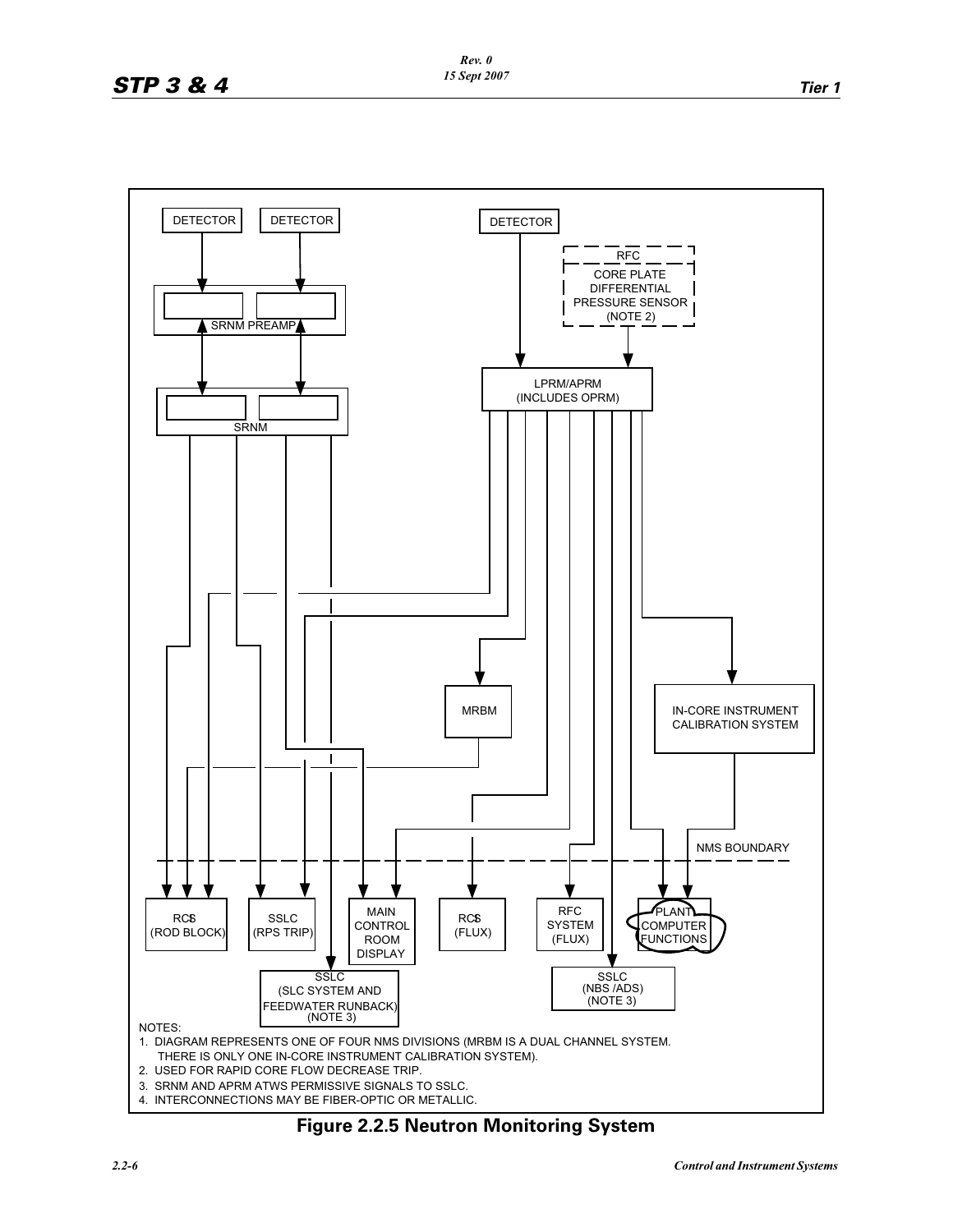DETECTOR

DETECTOR

DETECTOR

RFC

CORE PLATE DIFFERENTIAL PRESSURE SENSOR (NOTE 2)

SRNM PREAMP

SRNM

LPRM/APRM (INCLUDES OPRM)

MRBM

IN-CORE INSTRUMENT CALIBRATION SYSTEM

NMS BOUNDARY

RCS (ROD BLOCK)

SSLC (RPS TRIP)

MAIN CONTROL ROOM DISPLAY

RCS (FLUX)

RFC SYSTEM (FLUX)

PLANT COMPUTER FUNCTIONS

SSLC (SLC SYSTEM AND FEEDWATER RUNBACK) (NOTE 3)

SSLC (NBS /ADS) (NOTE 3)

NOTES:

1. DIAGRAM REPRESENTS ONE OF FOUR NMS DIVISIONS (MRBM IS A DUAL CHANNEL SYSTEM. THERE IS ONLY ONE IN-CORE INSTRUMENT CALIBRATION SYSTEM).
2. USED FOR RAPID CORE FLOW DECREASE TRIP.
3. SRNM AND APRM ATWS PERMISSIVE SIGNALS TO SSLC.
4. INTERCONNECTIONS MAY BE FIBER-OPTIC OR METALLIC.

**Figure 2.2.5 Neutron Monitoring System**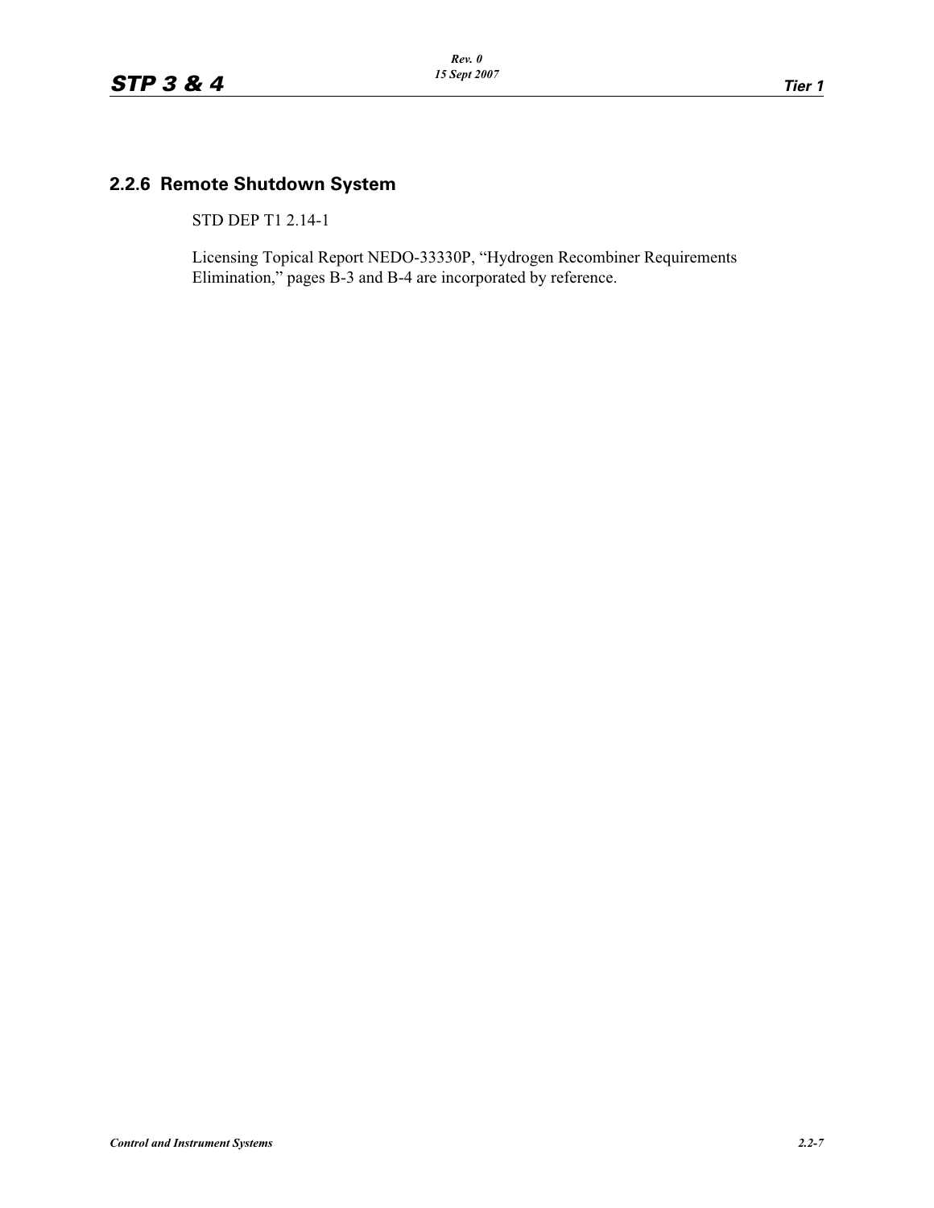## 2.2.6 Remote Shutdown System

STD DEP T1 2.14-1

Licensing Topical Report NEDO-33330P, “Hydrogen Recombiner Requirements Elimination,” pages B-3 and B-4 are incorporated by reference.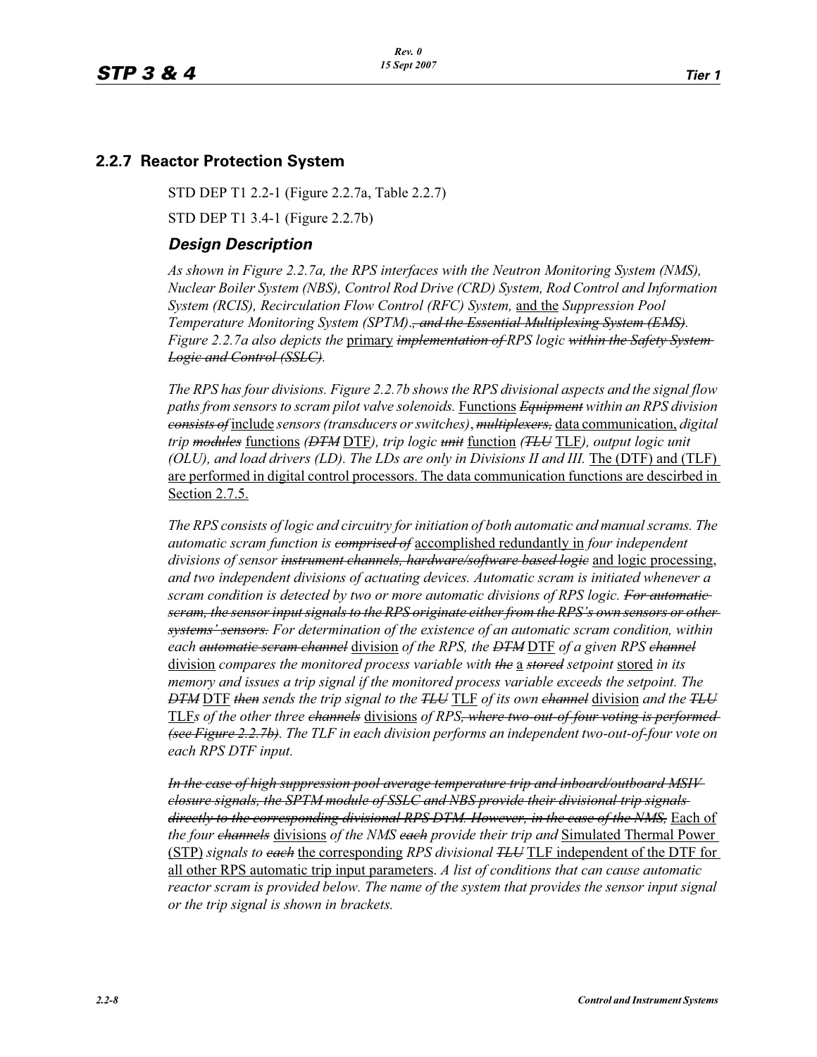## 2.2.7 Reactor Protection System

STD DEP T1 2.2-1 (Figure 2.2.7a, Table 2.2.7)

STD DEP T1 3.4-1 (Figure 2.2.7b)

### *Design Description*

*As shown in Figure 2.2.7a, the RPS interfaces with the Neutron Monitoring System (NMS), Nuclear Boiler System (NBS), Control Rod Drive (CRD) System, Rod Control and Information System (RCIS), Recirculation Flow Control (RFC) System,* <u>and the</u> *Suppression Pool Temperature Monitoring System (SPTM).~~, and the Essential Multiplexing System (EMS)~~. Figure 2.2.7a also depicts the* <u>primary</u> *~~implementation of~~ RPS logic ~~within the Safety System Logic and Control (SSLC)~~.*

*The RPS has four divisions. Figure 2.2.7b shows the RPS divisional aspects and the signal flow paths from sensors to scram pilot valve solenoids.* <u>Functions</u> *~~Equipment~~ within an RPS division ~~consists of~~* <u>include</u> *sensors (transducers or switches), ~~multiplexers,~~* <u>data communication,</u> *digital trip ~~modules~~* <u>functions</u> *(~~DTM~~* <u>DTF</u>*), trip logic ~~unit~~* <u>function</u> *(~~TLU~~* <u>TLF</u>*), output logic unit (OLU), and load drivers (LD). The LDs are only in Divisions II and III.* <u>The (DTF) and (TLF) are performed in digital control processors. The data communication functions are described in Section 2.7.5.</u>

*The RPS consists of logic and circuitry for initiation of both automatic and manual scrams. The automatic scram function is ~~comprised of~~* <u>accomplished redundantly in</u> *four independent divisions of sensor ~~instrument channels, hardware/software based logic~~* <u>and logic processing</u>*, and two independent divisions of actuating devices. Automatic scram is initiated whenever a scram condition is detected by two or more automatic divisions of RPS logic. ~~For automatic scram, the sensor input signals to the RPS originate either from the RPS's own sensors or other systems' sensors.~~ For determination of the existence of an automatic scram condition, within each ~~automatic scram channel~~* <u>division</u> *of the RPS, the ~~DTM~~* <u>DTF</u> *of a given RPS ~~channel~~* <u>division</u> *compares the monitored process variable with ~~the~~* <u>a</u> *~~stored~~ setpoint* <u>stored</u> *in its memory and issues a trip signal if the monitored process variable exceeds the setpoint. The ~~DTM~~* <u>DTF</u> *~~then~~ sends the trip signal to the ~~TLU~~* <u>TLF</u> *of its own ~~channel~~* <u>division</u> *and the ~~TLU~~* <u>TLF</u>*s of the other three ~~channels~~* <u>divisions</u> *of RPS~~, where two-out-of-four voting is performed (see Figure 2.2.7b)~~. The TLF in each division performs an independent two-out-of-four vote on each RPS DTF input.*

*~~In the case of high suppression pool average temperature trip and inboard/outboard MSIV closure signals, the SPTM module of SSLC and NBS provide their divisional trip signals directly to the corresponding divisional RPS DTM. However, in the case of the NMS,~~* <u>Each of</u> *the four ~~channels~~* <u>divisions</u> *of the NMS ~~each~~ provide their trip and* <u>Simulated Thermal Power (STP)</u> *signals to ~~each~~* <u>the corresponding</u> *RPS divisional ~~TLU~~* <u>TLF independent of the DTF for all other RPS automatic trip input parameters</u>*. A list of conditions that can cause automatic reactor scram is provided below. The name of the system that provides the sensor input signal or the trip signal is shown in brackets.*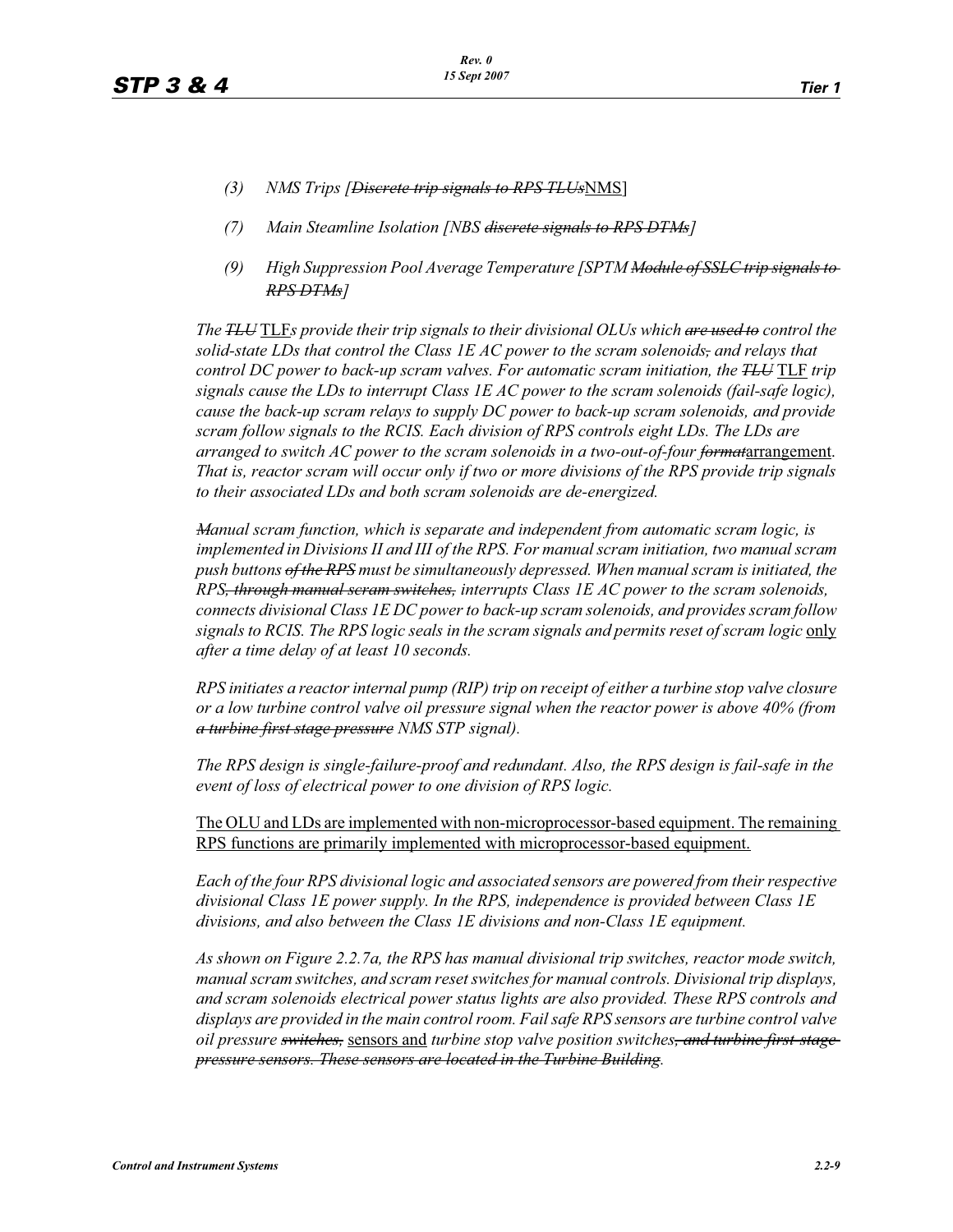*(3) NMS Trips [~~Discrete trip signals to RPS TLUs~~NMS]*

*(7) Main Steamline Isolation [NBS ~~discrete signals to RPS DTMs~~]*

*(9) High Suppression Pool Average Temperature [SPTM ~~Module of SSLC trip signals to RPS DTMs~~]*

*The ~~TLU~~* TLF*s provide their trip signals to their divisional OLUs which ~~are used to~~ control the solid-state LDs that control the Class 1E AC power to the scram solenoids~~,~~ and relays that control DC power to back-up scram valves. For automatic scram initiation, the ~~TLU~~* TLF *trip signals cause the LDs to interrupt Class 1E AC power to the scram solenoids (fail-safe logic), cause the back-up scram relays to supply DC power to back-up scram solenoids, and provide scram follow signals to the RCIS. Each division of RPS controls eight LDs. The LDs are arranged to switch AC power to the scram solenoids in a two-out-of-four ~~format~~*arrangement*. That is, reactor scram will occur only if two or more divisions of the RPS provide trip signals to their associated LDs and both scram solenoids are de-energized.*

*~~M~~anual scram function, which is separate and independent from automatic scram logic, is implemented in Divisions II and III of the RPS. For manual scram initiation, two manual scram push buttons ~~of the RPS~~ must be simultaneously depressed. When manual scram is initiated, the RPS~~, through manual scram switches,~~ interrupts Class 1E AC power to the scram solenoids, connects divisional Class 1E DC power to back-up scram solenoids, and provides scram follow signals to RCIS. The RPS logic seals in the scram signals and permits reset of scram logic* only *after a time delay of at least 10 seconds.*

*RPS initiates a reactor internal pump (RIP) trip on receipt of either a turbine stop valve closure or a low turbine control valve oil pressure signal when the reactor power is above 40% (from ~~a turbine first stage pressure~~ NMS STP signal).*

*The RPS design is single-failure-proof and redundant. Also, the RPS design is fail-safe in the event of loss of electrical power to one division of RPS logic.*

The OLU and LDs are implemented with non-microprocessor-based equipment. The remaining RPS functions are primarily implemented with microprocessor-based equipment.

*Each of the four RPS divisional logic and associated sensors are powered from their respective divisional Class 1E power supply. In the RPS, independence is provided between Class 1E divisions, and also between the Class 1E divisions and non-Class 1E equipment.*

*As shown on Figure 2.2.7a, the RPS has manual divisional trip switches, reactor mode switch, manual scram switches, and scram reset switches for manual controls. Divisional trip displays, and scram solenoids electrical power status lights are also provided. These RPS controls and displays are provided in the main control room. Fail safe RPS sensors are turbine control valve oil pressure ~~switches,~~* sensors and *turbine stop valve position switches~~, and turbine first-stage pressure sensors. These sensors are located in the Turbine Building~~.*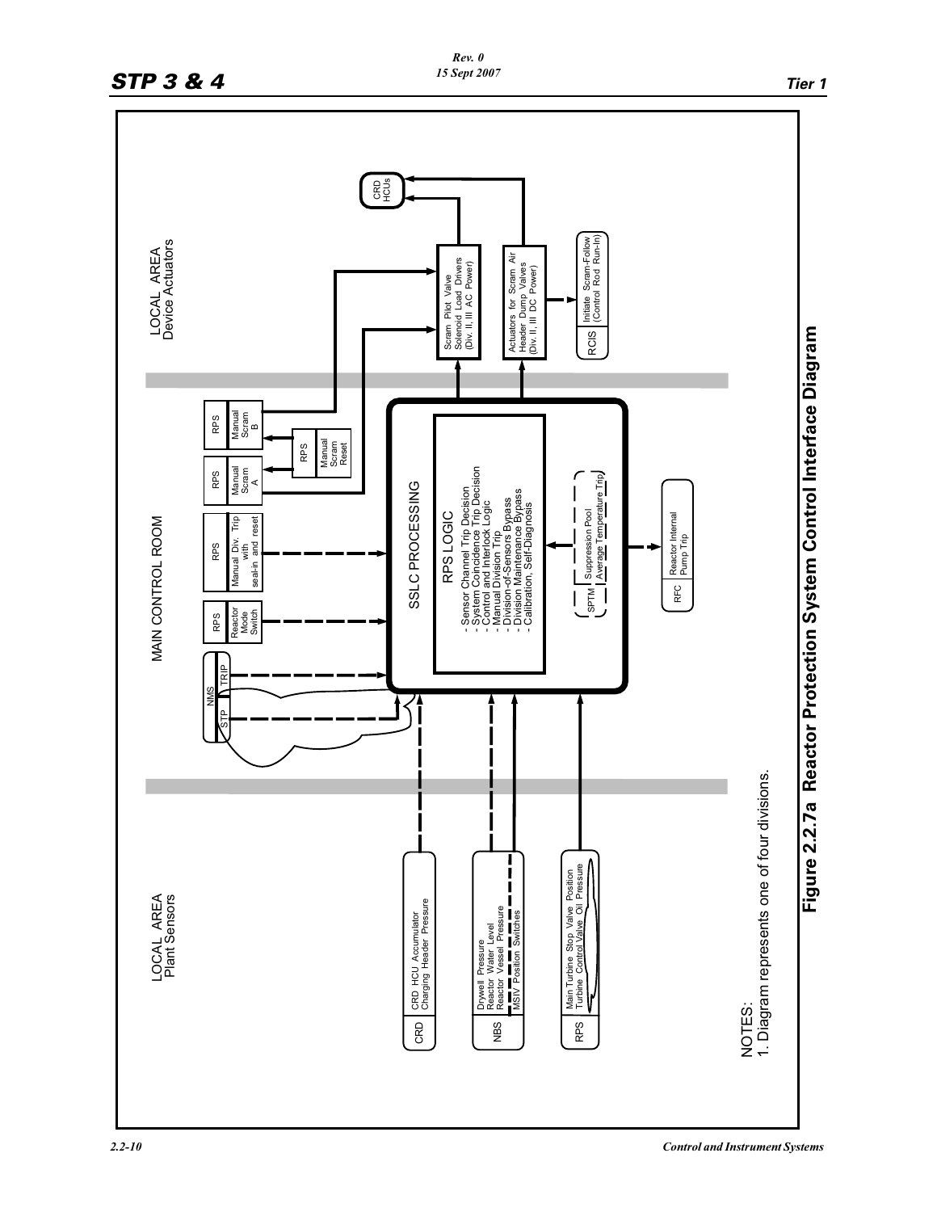LOCAL AREA
Plant Sensors

CRD — CRD HCU Accumulator Charging Header Pressure

NBS — Drywell Pressure, Reactor Water Level, Reactor Vessel Pressure, MSIV Position Switches

RPS — Main Turbine Stop Valve Position, Turbine Control Valve Oil Pressure

MAIN CONTROL ROOM

NMS — STP, TRIP

RPS — Reactor Mode Switch

RPS — Manual Div. Trip with seal-in and reset

RPS — Manual Scram A

RPS — Manual Scram B

RPS — Manual Scram Reset

SSLC PROCESSING

RPS LOGIC

- Sensor Channel Trip Decision
- System Coincidence Trip Decision
- Control and Interlock Logic
- Manual Division Trip
- Division-of-Sensors Bypass
- Division Maintenance Bypass
- Calibration, Self-Diagnosis

SPTM — Suppression Pool Average Temperature Trip

RFC — Reactor Internal Pump Trip

LOCAL AREA
Device Actuators

Scram Pilot Valve Solenoid Load Drivers (Div. II, III AC Power)

Actuators for Scram Air Header Dump Valves (Div. II, III DC Power)

CRD HCUs

RCIS — Initiate Scram-Follow (Control Rod Run-In)

NOTES:
1. Diagram represents one of four divisions.

**Figure 2.2.7a Reactor Protection System Control Interface Diagram**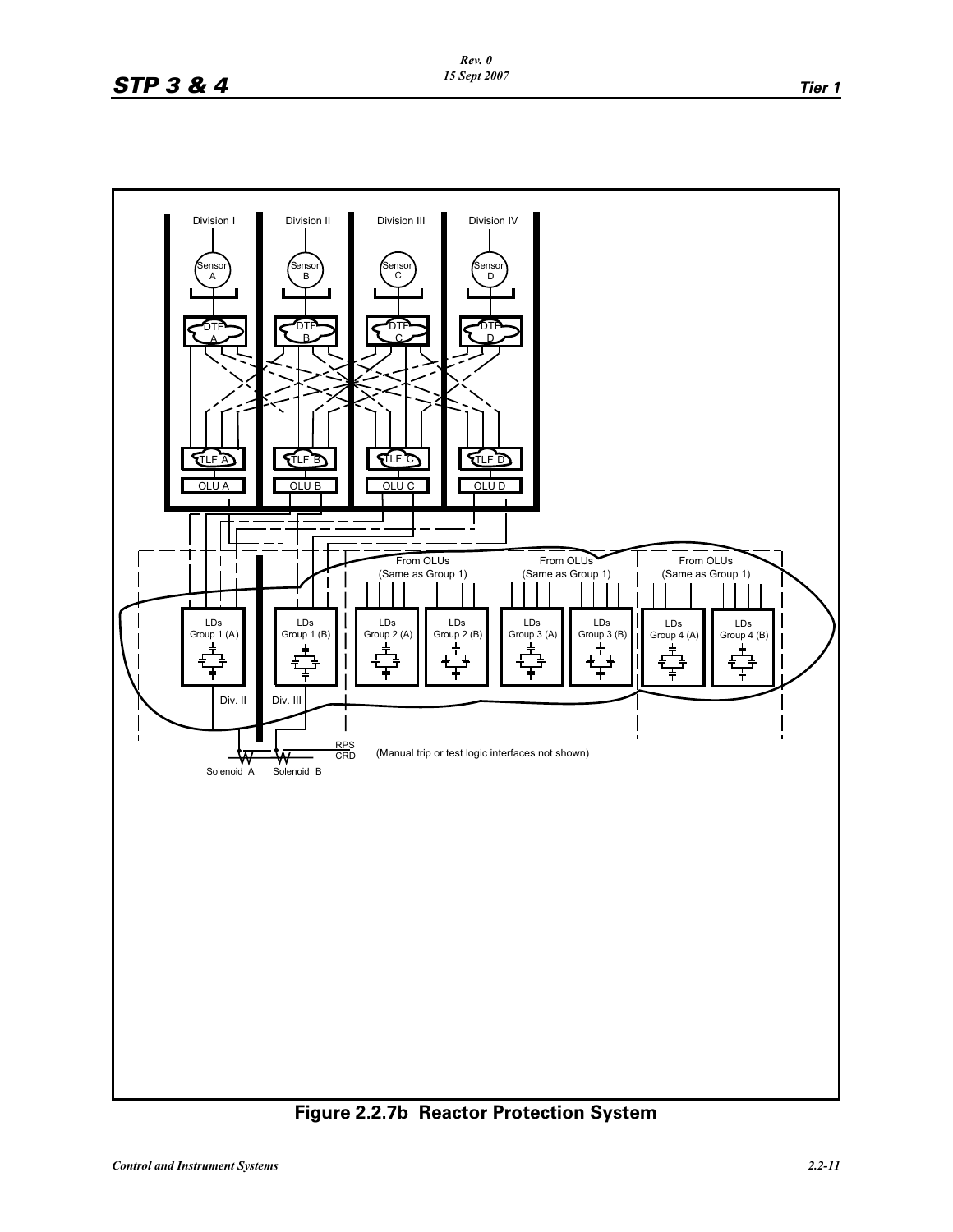Division I

Division II

Division III

Division IV

Sensor A

Sensor B

Sensor C

Sensor D

DTF A

DTF B

DTF C

DTF D

TLF A

TLF B

TLF C

TLF D

OLU A

OLU B

OLU C

OLU D

From OLUs (Same as Group 1)

From OLUs (Same as Group 1)

From OLUs (Same as Group 1)

LDs Group 1 (A)

LDs Group 1 (B)

LDs Group 2 (A)

LDs Group 2 (B)

LDs Group 3 (A)

LDs Group 3 (B)

LDs Group 4 (A)

LDs Group 4 (B)

Div. II

Div. III

RPS CRD

(Manual trip or test logic interfaces not shown)

Solenoid A

Solenoid B

**Figure 2.2.7b Reactor Protection System**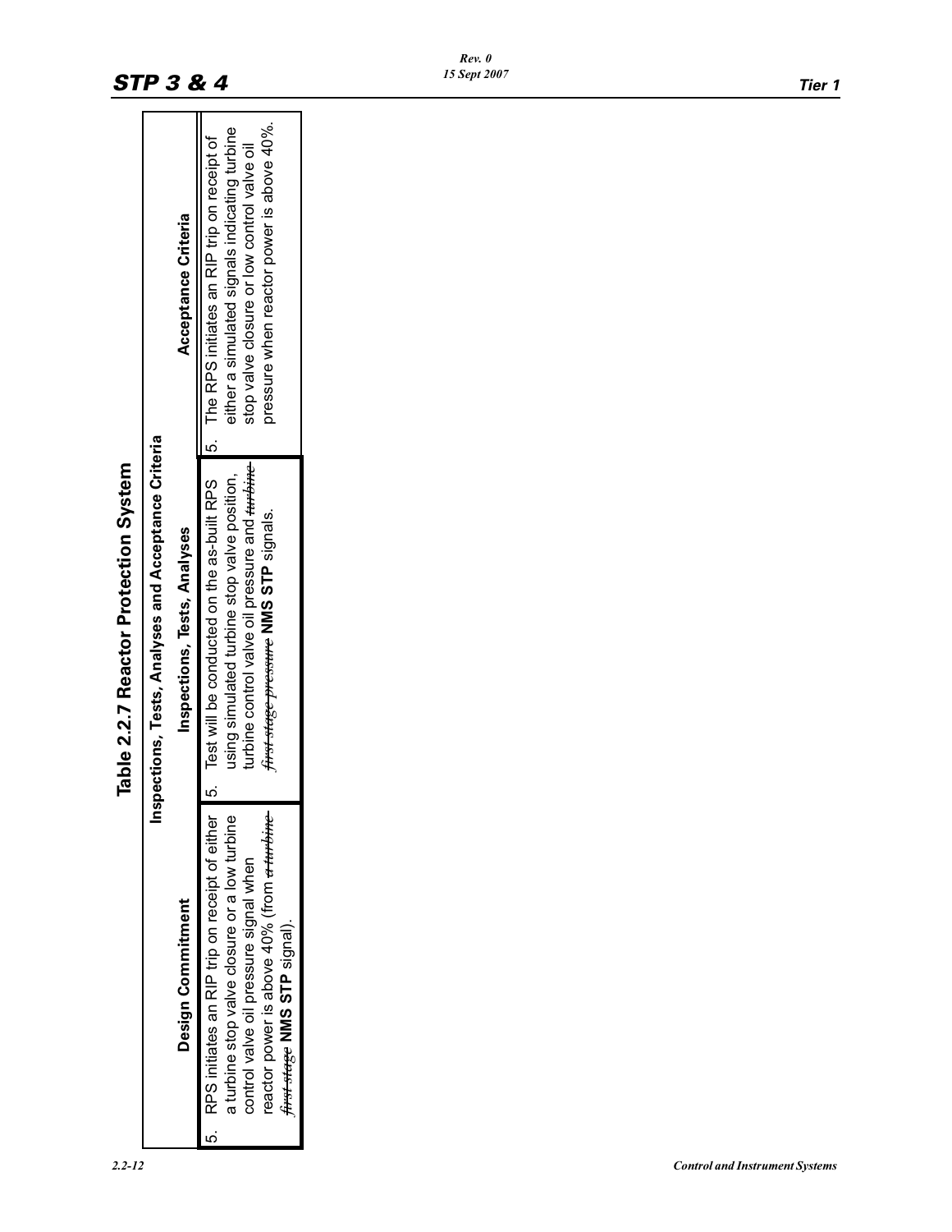# Table 2.2.7 Reactor Protection System

| Inspections, Tests, Analyses and Acceptance Criteria | | |
|---|---|---|
| **Design Commitment** | **Inspections, Tests, Analyses** | **Acceptance Criteria** |
| 5. RPS initiates an RIP trip on receipt of either a turbine stop valve closure or a low turbine control valve oil pressure signal when reactor power is above 40% (from ~~a turbine first stage~~ **NMS STP** signal). | 5. Test will be conducted on the as-built RPS using simulated turbine stop valve position, turbine control valve oil pressure and ~~turbine first stage pressure~~ **NMS STP** signals. | 5. The RPS initiates an RIP trip on receipt of either a simulated signals indicating turbine stop valve closure or low control valve oil pressure when reactor power is above 40%. |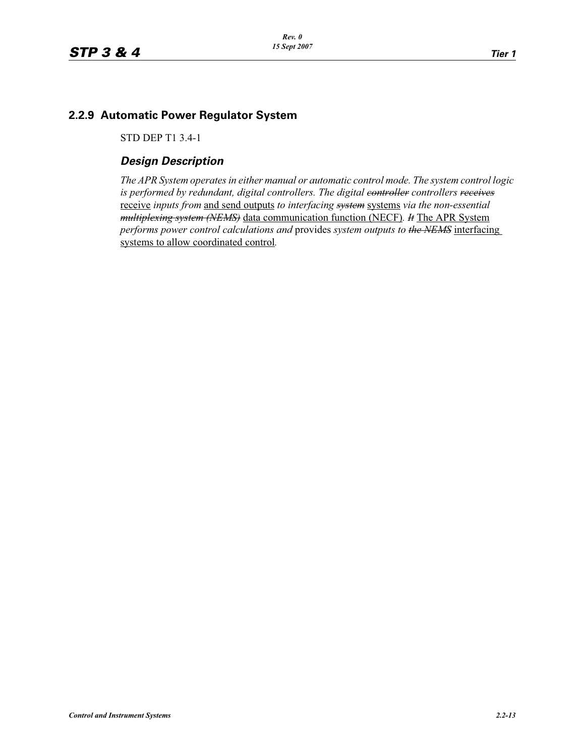## 2.2.9 Automatic Power Regulator System

STD DEP T1 3.4-1

### *Design Description*

*The APR System operates in either manual or automatic control mode. The system control logic is performed by redundant, digital controllers. The digital ~~controller~~ controllers ~~receives~~* receive *inputs from* and send outputs *to interfacing ~~system~~* systems *via the non-essential ~~multiplexing system (NEMS)~~* data communication function (NECF). *~~It~~* The APR System *performs power control calculations and* provides *system outputs to ~~the NEMS~~* interfacing systems to allow coordinated control.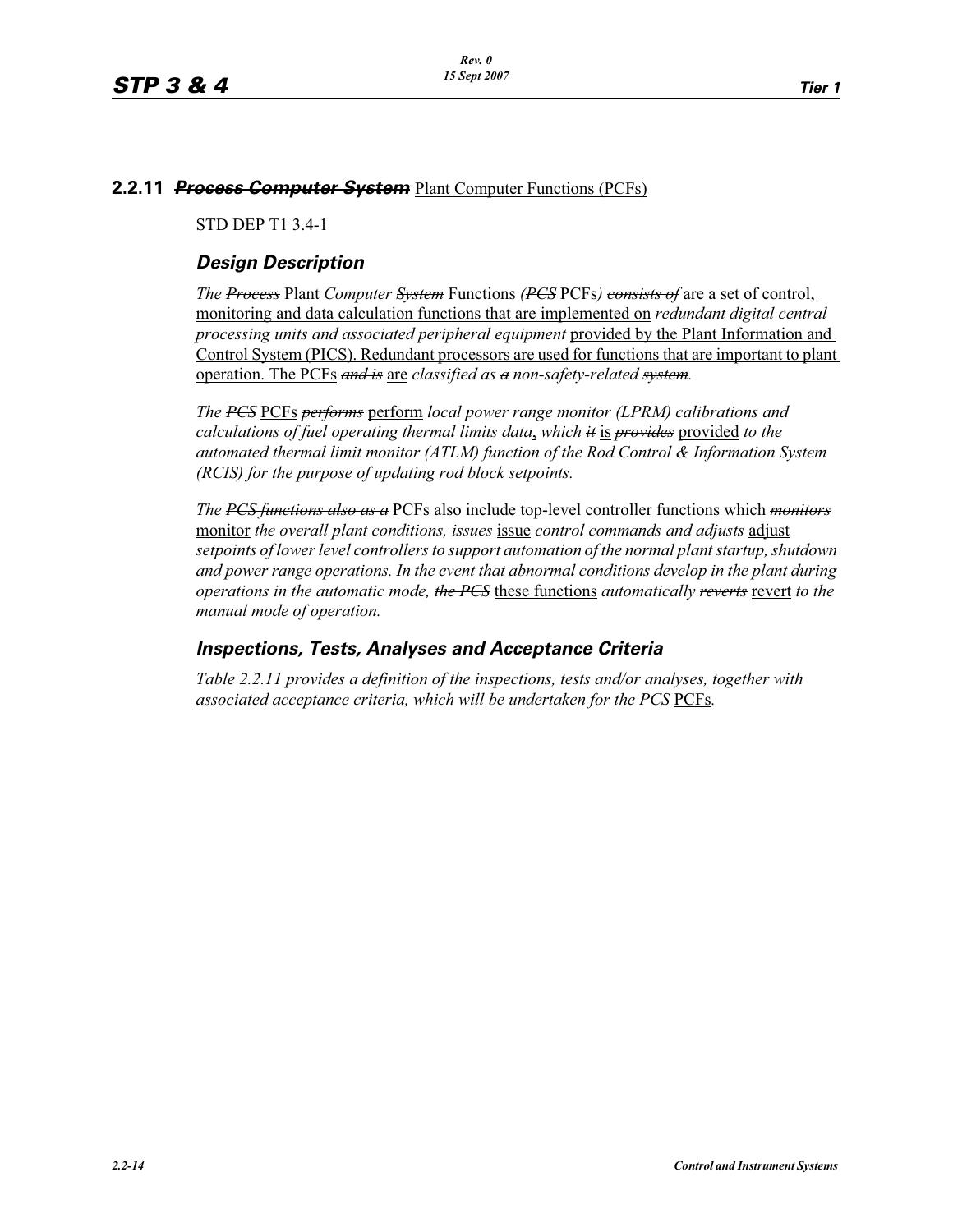## 2.2.11 ~~***Process Computer System***~~ Plant Computer Functions (PCFs)

STD DEP T1 3.4-1

### *Design Description*

*The ~~Process~~* Plant *Computer ~~System~~* Functions *(~~PCS~~* PCFs*) ~~consists of~~* are a set of control, monitoring and data calculation functions that are implemented on *~~redundant~~ digital central processing units and associated peripheral equipment* provided by the Plant Information and Control System (PICS). Redundant processors are used for functions that are important to plant operation. The PCFs *~~and is~~* are *classified as ~~a~~ non-safety-related ~~system~~.*

*The ~~PCS~~* PCFs *~~performs~~* perform *local power range monitor (LPRM) calibrations and calculations of fuel operating thermal limits data*, *which ~~it~~* is *~~provides~~* provided *to the automated thermal limit monitor (ATLM) function of the Rod Control & Information System (RCIS) for the purpose of updating rod block setpoints.*

*The ~~PCS functions also as a~~* PCFs also include top-level controller functions which *~~monitors~~* monitor *the overall plant conditions, ~~issues~~* issue *control commands and ~~adjusts~~* adjust *setpoints of lower level controllers to support automation of the normal plant startup, shutdown and power range operations. In the event that abnormal conditions develop in the plant during operations in the automatic mode, ~~the PCS~~* these functions *automatically ~~reverts~~* revert *to the manual mode of operation.*

### *Inspections, Tests, Analyses and Acceptance Criteria*

*Table 2.2.11 provides a definition of the inspections, tests and/or analyses, together with associated acceptance criteria, which will be undertaken for the ~~PCS~~* PCFs*.*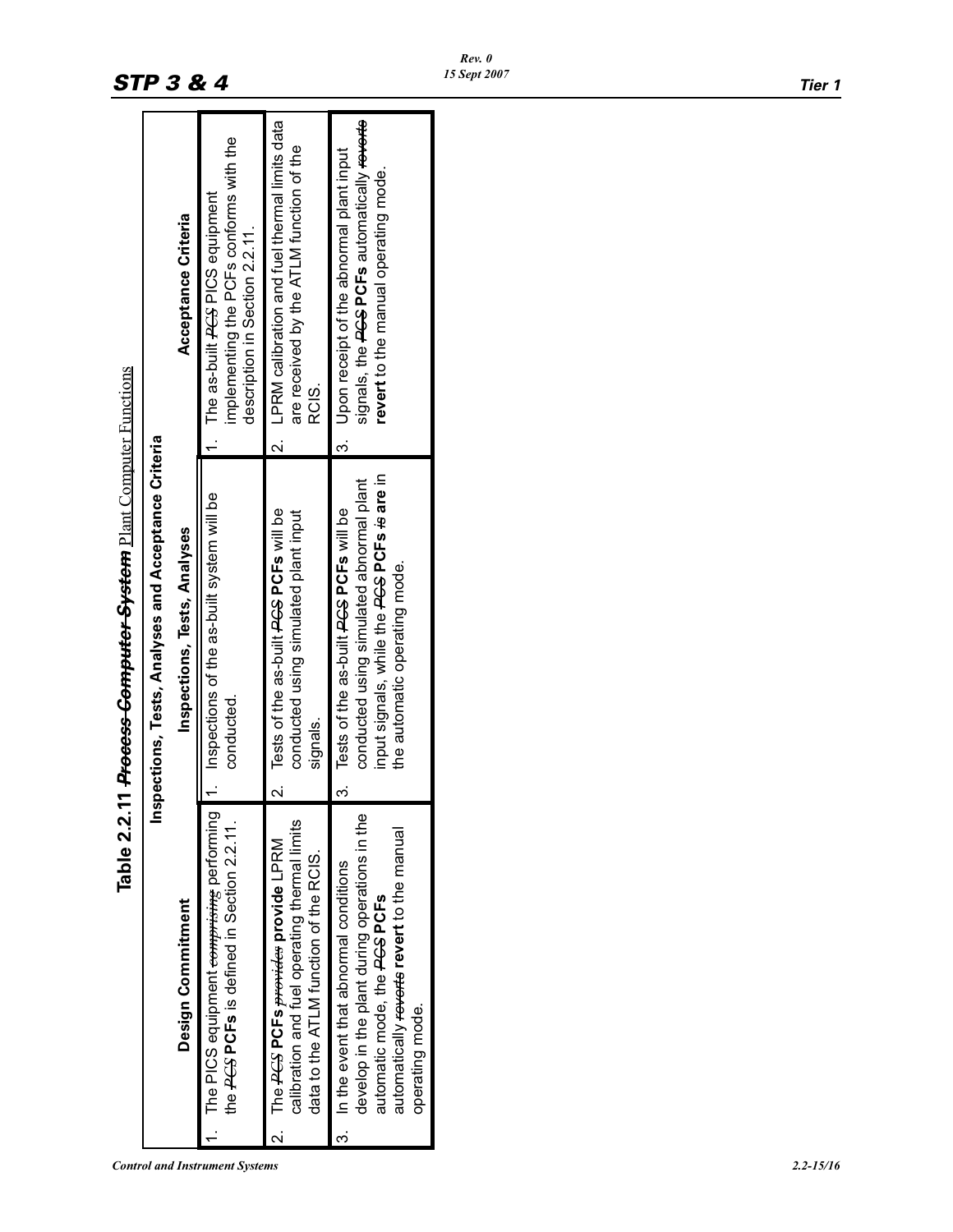# Table 2.2.11 ~~*Process Computer System*~~ Plant Computer Functions

| Inspections, Tests, Analyses and Acceptance Criteria | | |
|---|---|---|
| **Design Commitment** | **Inspections, Tests, Analyses** | **Acceptance Criteria** |
| 1. The PICS equipment ~~*comprising*~~ performing the ~~*PCS*~~ **PCFs** is defined in Section 2.2.11. | 1. Inspections of the as-built system will be conducted. | 1. The as-built ~~*PCS*~~ PICS equipment implementing the PCFs conforms with the description in Section 2.2.11. |
| 2. The ~~*PCS*~~ **PCFs** ~~*provides*~~ **provide** LPRM calibration and fuel operating thermal limits data to the ATLM function of the RCIS. | 2. Tests of the as-built ~~*PCS*~~ **PCFs** will be conducted using simulated plant input signals. | 2. LPRM calibration and fuel thermal limits data are received by the ATLM function of the RCIS. |
| 3. In the event that abnormal conditions develop in the plant during operations in the automatic mode, the ~~*PCS*~~ **PCFs** automatically ~~*reverts*~~ **revert** to the manual operating mode. | 3. Tests of the as-built ~~*PCS*~~ **PCFs** will be conducted using simulated abnormal plant input signals, while the ~~*PCS*~~ **PCFs** ~~*is*~~ **are** in the automatic operating mode. | 3. Upon receipt of the abnormal plant input signals, the ~~*PCS*~~ **PCFs** automatically ~~*reverts*~~ **revert** to the manual operating mode. |